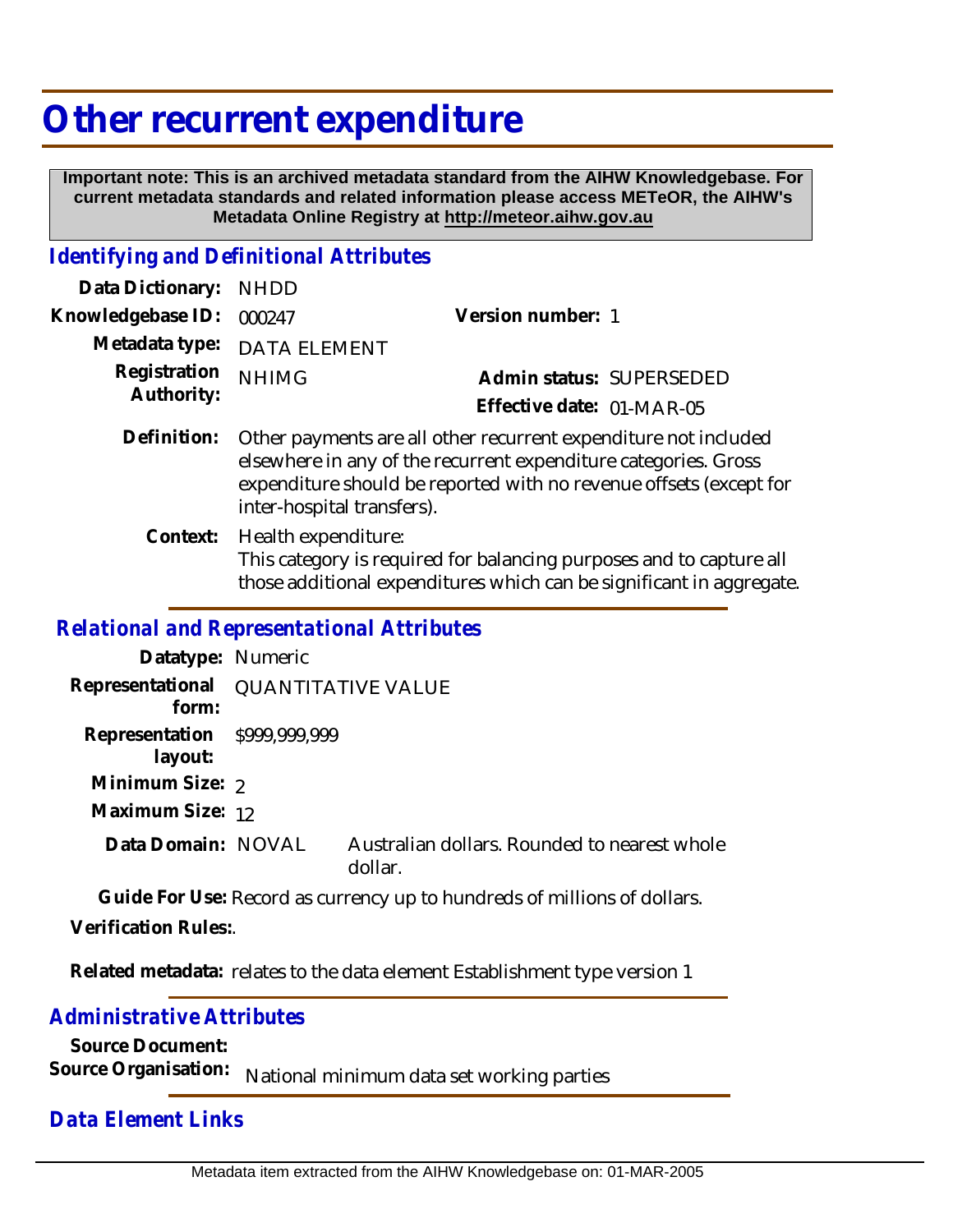# Other recurrent expenditure

**Important note: This is an archived metadata standard from the AIHW Knowledgebase. For current metadata standards and related information please access METeOR, the AIHW's Metadata Online Registry at http://meteor.aihw.gov.au**

## *Identifying and Definitional Attributes*

**Data Dictionary:** NHDD

**Knowledgebase ID:** 000247

**Version number:** 1

**Metadata type:** DATA ELEMENT

**Registration Authority:** NHIMG

**Admin status:** SUPERSEDED

**Effective date:** 01-MAR-05

**Definition:** Other payments are all other recurrent expenditure not included elsewhere in any of the recurrent expenditure categories. Gross expenditure should be reported with no revenue offsets (except for inter-hospital transfers).

**Context:** Health expenditure:
This category is required for balancing purposes and to capture all those additional expenditures which can be significant in aggregate.

## *Relational and Representational Attributes*

**Datatype:** Numeric

**Representational form:** QUANTITATIVE VALUE

**Representation layout:** $999,999,999

**Minimum Size:** 2

**Maximum Size:** 12

**Data Domain:** NOVAL — Australian dollars. Rounded to nearest whole dollar.

**Guide For Use:** Record as currency up to hundreds of millions of dollars.

**Verification Rules:** .

**Related metadata:** relates to the data element Establishment type version 1

## *Administrative Attributes*

**Source Document:**

**Source Organisation:** National minimum data set working parties

## *Data Element Links*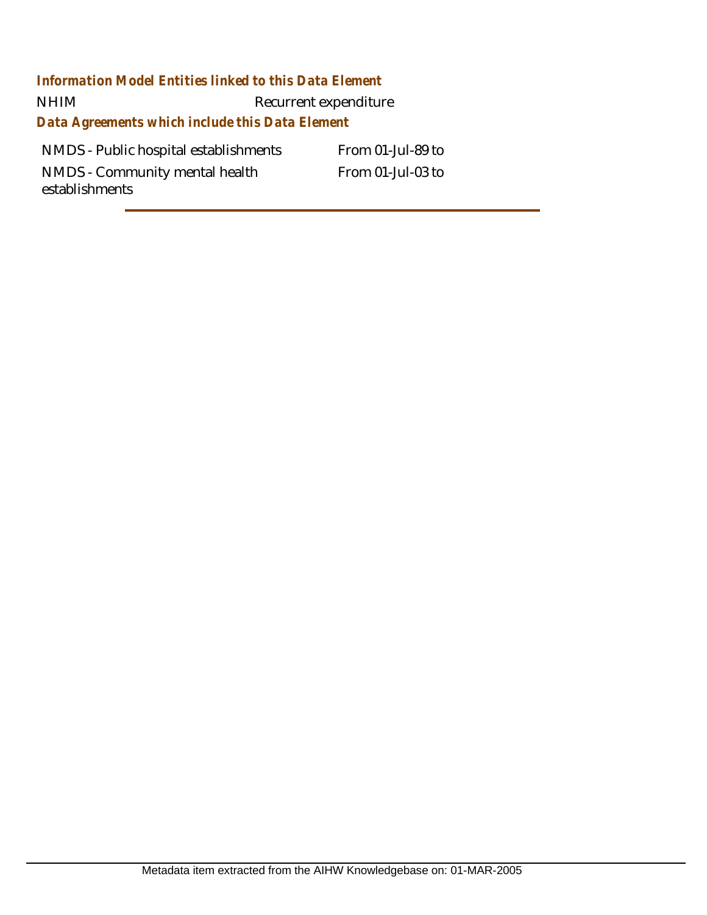### Information Model Entities linked to this Data Element

| | |
|---|---|
| NHIM | Recurrent expenditure |

### Data Agreements which include this Data Element

| | |
|---|---|
| NMDS - Public hospital establishments | From 01-Jul-89 to |
| NMDS - Community mental health establishments | From 01-Jul-03 to |

Metadata item extracted from the AIHW Knowledgebase on: 01-MAR-2005